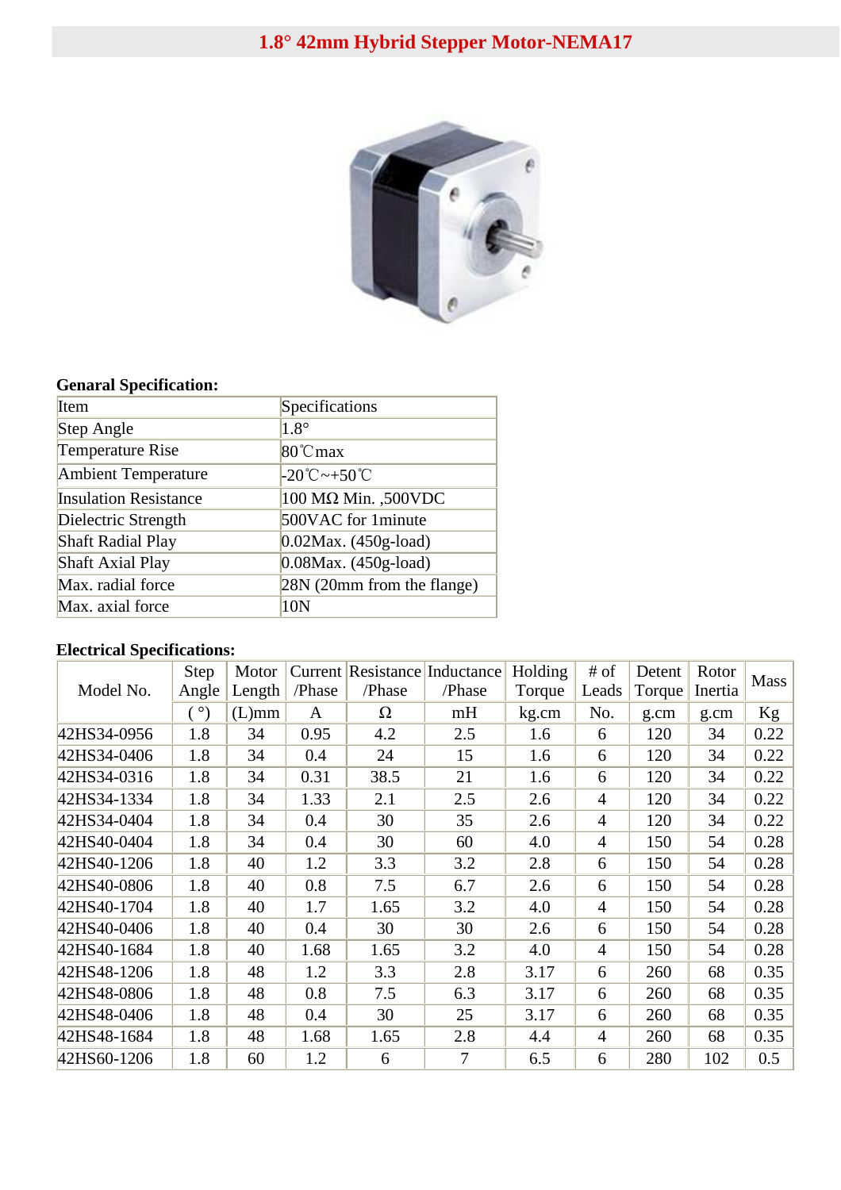# 1.8° 42mm Hybrid Stepper Motor-NEMA17

**Genaral Specification:**

| Item | Specifications |
|---|---|
| Step Angle | 1.8° |
| Temperature Rise | 80℃max |
| Ambient Temperature | -20℃~+50℃ |
| Insulation Resistance | 100 MΩ Min. ,500VDC |
| Dielectric Strength | 500VAC for 1minute |
| Shaft Radial Play | 0.02Max. (450g-load) |
| Shaft Axial Play | 0.08Max. (450g-load) |
| Max. radial force | 28N (20mm from the flange) |
| Max. axial force | 10N |

**Electrical Specifications:**

| Model No. | Step Angle | Motor Length | Current /Phase | Resistance /Phase | Inductance /Phase | Holding Torque | # of Leads | Detent Torque | Rotor Inertia | Mass |
|---|---|---|---|---|---|---|---|---|---|---|
| | ( °) | (L)mm | A | Ω | mH | kg.cm | No. | g.cm | g.cm | Kg |
| 42HS34-0956 | 1.8 | 34 | 0.95 | 4.2 | 2.5 | 1.6 | 6 | 120 | 34 | 0.22 |
| 42HS34-0406 | 1.8 | 34 | 0.4 | 24 | 15 | 1.6 | 6 | 120 | 34 | 0.22 |
| 42HS34-0316 | 1.8 | 34 | 0.31 | 38.5 | 21 | 1.6 | 6 | 120 | 34 | 0.22 |
| 42HS34-1334 | 1.8 | 34 | 1.33 | 2.1 | 2.5 | 2.6 | 4 | 120 | 34 | 0.22 |
| 42HS34-0404 | 1.8 | 34 | 0.4 | 30 | 35 | 2.6 | 4 | 120 | 34 | 0.22 |
| 42HS40-0404 | 1.8 | 34 | 0.4 | 30 | 60 | 4.0 | 4 | 150 | 54 | 0.28 |
| 42HS40-1206 | 1.8 | 40 | 1.2 | 3.3 | 3.2 | 2.8 | 6 | 150 | 54 | 0.28 |
| 42HS40-0806 | 1.8 | 40 | 0.8 | 7.5 | 6.7 | 2.6 | 6 | 150 | 54 | 0.28 |
| 42HS40-1704 | 1.8 | 40 | 1.7 | 1.65 | 3.2 | 4.0 | 4 | 150 | 54 | 0.28 |
| 42HS40-0406 | 1.8 | 40 | 0.4 | 30 | 30 | 2.6 | 6 | 150 | 54 | 0.28 |
| 42HS40-1684 | 1.8 | 40 | 1.68 | 1.65 | 3.2 | 4.0 | 4 | 150 | 54 | 0.28 |
| 42HS48-1206 | 1.8 | 48 | 1.2 | 3.3 | 2.8 | 3.17 | 6 | 260 | 68 | 0.35 |
| 42HS48-0806 | 1.8 | 48 | 0.8 | 7.5 | 6.3 | 3.17 | 6 | 260 | 68 | 0.35 |
| 42HS48-0406 | 1.8 | 48 | 0.4 | 30 | 25 | 3.17 | 6 | 260 | 68 | 0.35 |
| 42HS48-1684 | 1.8 | 48 | 1.68 | 1.65 | 2.8 | 4.4 | 4 | 260 | 68 | 0.35 |
| 42HS60-1206 | 1.8 | 60 | 1.2 | 6 | 7 | 6.5 | 6 | 280 | 102 | 0.5 |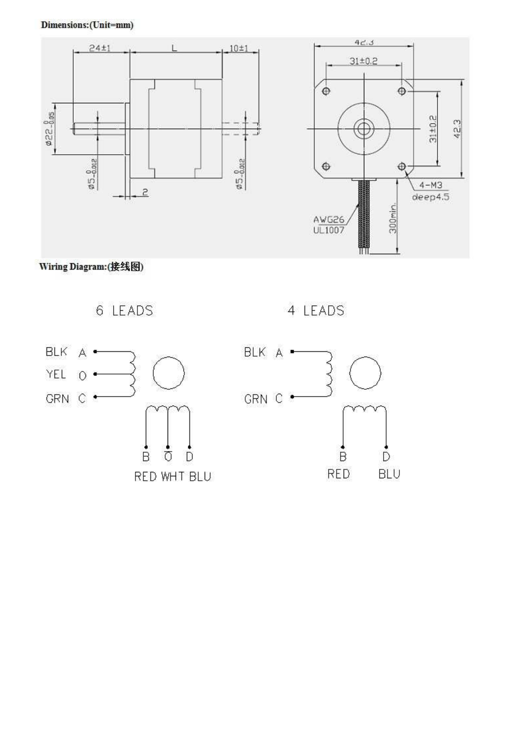**Dimensions:(Unit=mm)**

24±1

L

10±1

42.3

31±0.2

Ø22 $^{0}_{-0.05}$

Ø5 $^{0}_{-0.012}$

Ø5 $^{0}_{-0.012}$

2

31±0.2

42.3

4-M3
deep4.5

AWG26
UL1007

300min.

**Wiring Diagram:(接线图)**

6 LEADS

BLK A

YEL O

GRN C

B Ō D

RED WHT BLU

4 LEADS

BLK A

GRN C

B D

RED BLU